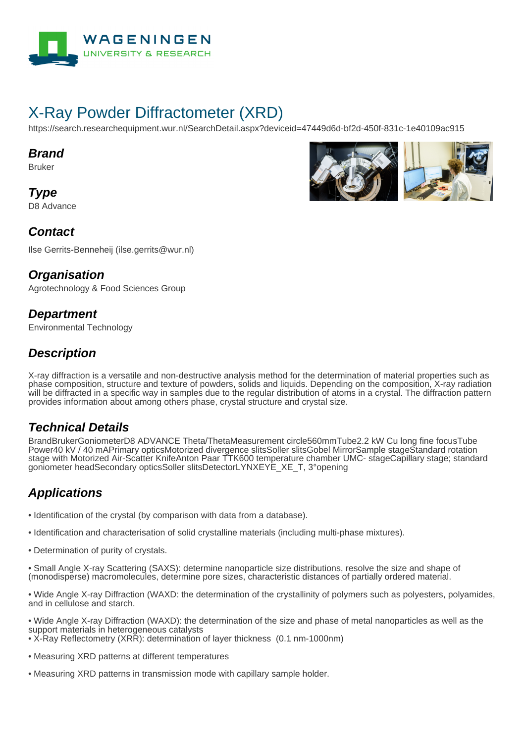# X-Ray Powder Diffractometer (XRD)

https://search.researchequipment.wur.nl/SearchDetail.aspx?deviceid=47449d6d-bf2d-450f-831c-1e40109ac915

## Brand

Bruker

## Type

D8 Advance

## Contact

Ilse Gerrits-Benneheij (ilse.gerrits@wur.nl)

## Organisation

Agrotechnology & Food Sciences Group

## Department

Environmental Technology

## Description

X-ray diffraction is a versatile and non-destructive analysis method for the determination of material properties such as phase composition, structure and texture of powders, solids and liquids. Depending on the composition, X-ray radiation will be diffracted in a specific way in samples due to the regular distribution of atoms in a crystal. The diffraction pattern provides information about among others phase, crystal structure and crystal size.

## Technical Details

BrandBrukerGoniometerD8 ADVANCE Theta/ThetaMeasurement circle560mmTube2.2 kW Cu long fine focusTube Power40 kV / 40 mAPrimary opticsMotorized divergence slitsSoller slitsGobel MirrorSample stageStandard rotation stage with Motorized Air-Scatter KnifeAnton Paar TTK600 temperature chamber UMC- stageCapillary stage; standard goniometer headSecondary opticsSoller slitsDetectorLYNXEYE_XE_T, 3°opening

## Applications

- Identification of the crystal (by comparison with data from a database).
- Identification and characterisation of solid crystalline materials (including multi-phase mixtures).
- Determination of purity of crystals.
- Small Angle X-ray Scattering (SAXS): determine nanoparticle size distributions, resolve the size and shape of (monodisperse) macromolecules, determine pore sizes, characteristic distances of partially ordered material.
- Wide Angle X-ray Diffraction (WAXD: the determination of the crystallinity of polymers such as polyesters, polyamides, and in cellulose and starch.
- Wide Angle X-ray Diffraction (WAXD): the determination of the size and phase of metal nanoparticles as well as the support materials in heterogeneous catalysts
- X-Ray Reflectometry (XRR): determination of layer thickness (0.1 nm-1000nm)
- Measuring XRD patterns at different temperatures
- Measuring XRD patterns in transmission mode with capillary sample holder.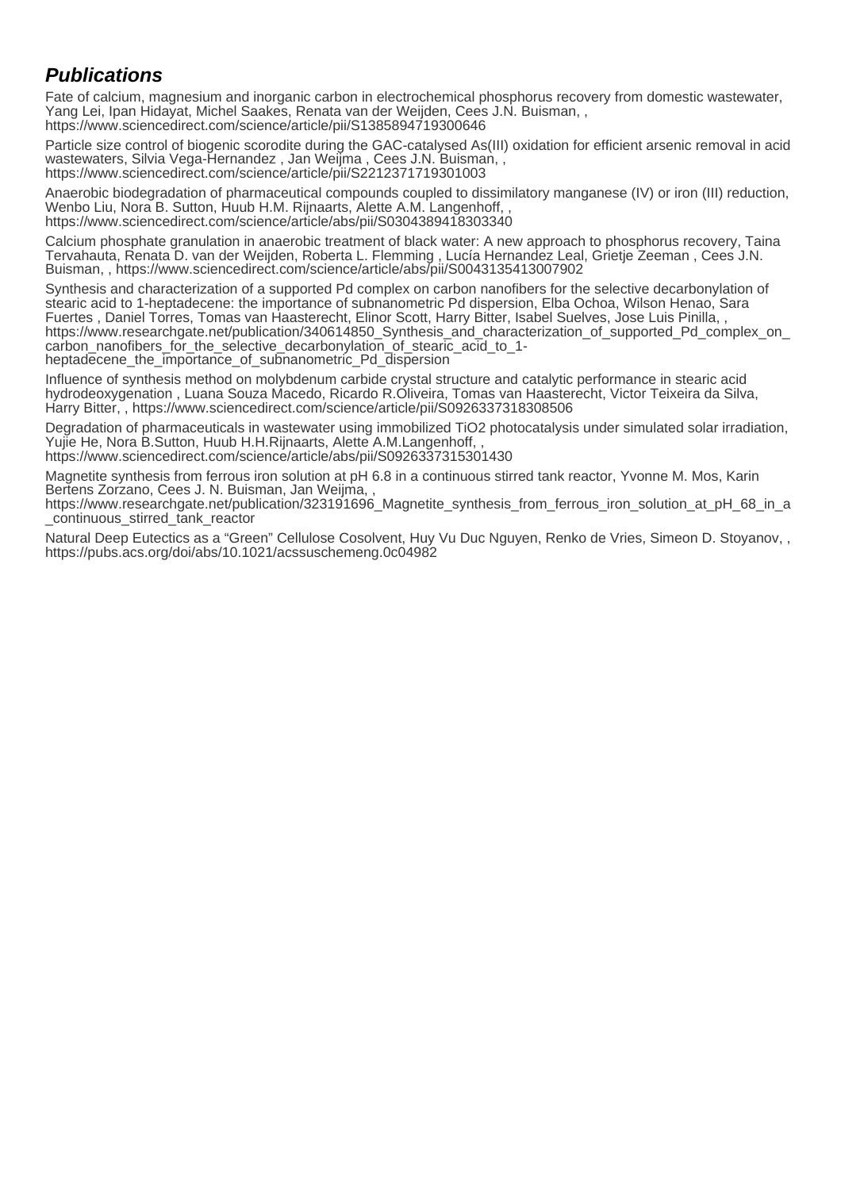## ***Publications***

Fate of calcium, magnesium and inorganic carbon in electrochemical phosphorus recovery from domestic wastewater, Yang Lei, Ipan Hidayat, Michel Saakes, Renata van der Weijden, Cees J.N. Buisman, , https://www.sciencedirect.com/science/article/pii/S1385894719300646

Particle size control of biogenic scorodite during the GAC-catalysed As(III) oxidation for efficient arsenic removal in acid wastewaters, Silvia Vega-Hernandez , Jan Weijma , Cees J.N. Buisman, , https://www.sciencedirect.com/science/article/pii/S2212371719301003

Anaerobic biodegradation of pharmaceutical compounds coupled to dissimilatory manganese (IV) or iron (III) reduction, Wenbo Liu, Nora B. Sutton, Huub H.M. Rijnaarts, Alette A.M. Langenhoff, , https://www.sciencedirect.com/science/article/abs/pii/S0304389418303340

Calcium phosphate granulation in anaerobic treatment of black water: A new approach to phosphorus recovery, Taina Tervahauta, Renata D. van der Weijden, Roberta L. Flemming , Lucía Hernandez Leal, Grietje Zeeman , Cees J.N. Buisman, , https://www.sciencedirect.com/science/article/abs/pii/S0043135413007902

Synthesis and characterization of a supported Pd complex on carbon nanofibers for the selective decarbonylation of stearic acid to 1-heptadecene: the importance of subnanometric Pd dispersion, Elba Ochoa, Wilson Henao, Sara Fuertes , Daniel Torres, Tomas van Haasterecht, Elinor Scott, Harry Bitter, Isabel Suelves, Jose Luis Pinilla, , https://www.researchgate.net/publication/340614850_Synthesis_and_characterization_of_supported_Pd_complex_on_carbon_nanofibers_for_the_selective_decarbonylation_of_stearic_acid_to_1-heptadecene_the_importance_of_subnanometric_Pd_dispersion

Influence of synthesis method on molybdenum carbide crystal structure and catalytic performance in stearic acid hydrodeoxygenation , Luana Souza Macedo, Ricardo R.Oliveira, Tomas van Haasterecht, Victor Teixeira da Silva, Harry Bitter, , https://www.sciencedirect.com/science/article/pii/S0926337318308506

Degradation of pharmaceuticals in wastewater using immobilized TiO2 photocatalysis under simulated solar irradiation, Yujie He, Nora B.Sutton, Huub H.H.Rijnaarts, Alette A.M.Langenhoff, , https://www.sciencedirect.com/science/article/abs/pii/S0926337315301430

Magnetite synthesis from ferrous iron solution at pH 6.8 in a continuous stirred tank reactor, Yvonne M. Mos, Karin Bertens Zorzano, Cees J. N. Buisman, Jan Weijma, , https://www.researchgate.net/publication/323191696_Magnetite_synthesis_from_ferrous_iron_solution_at_pH_68_in_a_continuous_stirred_tank_reactor

Natural Deep Eutectics as a “Green” Cellulose Cosolvent, Huy Vu Duc Nguyen, Renko de Vries, Simeon D. Stoyanov, , https://pubs.acs.org/doi/abs/10.1021/acssuschemeng.0c04982